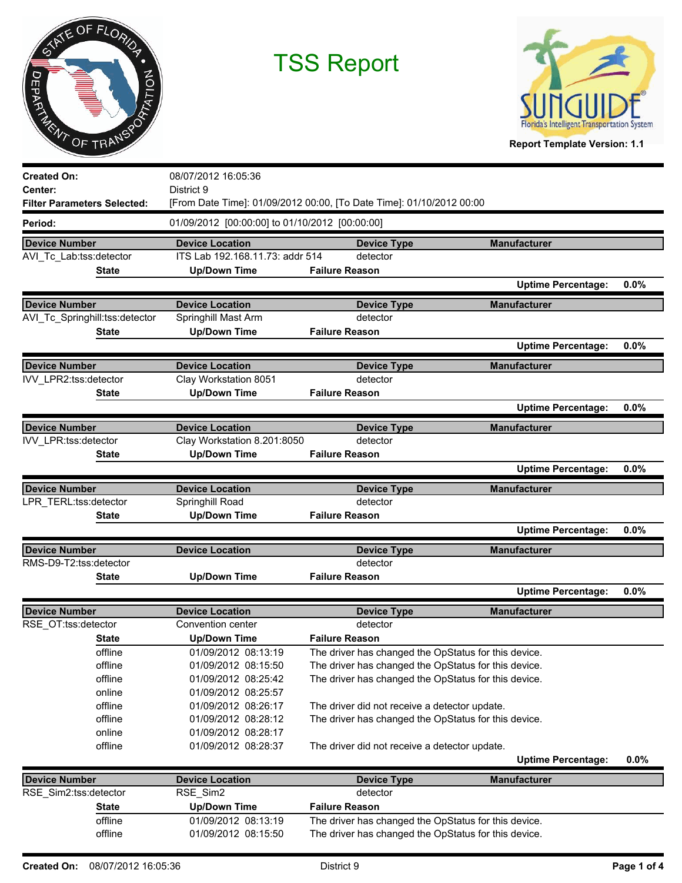# TSS Report

Report Template Version: 1.1

**Created On:** 08/07/2012 16:05:36

**Center:** District 9

**Filter Parameters Selected:** [From Date Time]: 01/09/2012 00:00, [To Date Time]: 01/10/2012 00:00

**Period:** 01/09/2012 [00:00:00] to 01/10/2012 [00:00:00]

| Device Number | Device Location | Device Type | Manufacturer |
|---|---|---|---|
| AVI_Tc_Lab:tss:detector | ITS Lab 192.168.11.73: addr 514 | detector | |

| State | Up/Down Time | Failure Reason |
|---|---|---|

**Uptime Percentage:** 0.0%

| Device Number | Device Location | Device Type | Manufacturer |
|---|---|---|---|
| AVI_Tc_Springhill:tss:detector | Springhill Mast Arm | detector | |

| State | Up/Down Time | Failure Reason |
|---|---|---|

**Uptime Percentage:** 0.0%

| Device Number | Device Location | Device Type | Manufacturer |
|---|---|---|---|
| IVV_LPR2:tss:detector | Clay Workstation 8051 | detector | |

| State | Up/Down Time | Failure Reason |
|---|---|---|

**Uptime Percentage:** 0.0%

| Device Number | Device Location | Device Type | Manufacturer |
|---|---|---|---|
| IVV_LPR:tss:detector | Clay Workstation 8.201:8050 | detector | |

| State | Up/Down Time | Failure Reason |
|---|---|---|

**Uptime Percentage:** 0.0%

| Device Number | Device Location | Device Type | Manufacturer |
|---|---|---|---|
| LPR_TERL:tss:detector | Springhill Road | detector | |

| State | Up/Down Time | Failure Reason |
|---|---|---|

**Uptime Percentage:** 0.0%

| Device Number | Device Location | Device Type | Manufacturer |
|---|---|---|---|
| RMS-D9-T2:tss:detector | | detector | |

| State | Up/Down Time | Failure Reason |
|---|---|---|

**Uptime Percentage:** 0.0%

| Device Number | Device Location | Device Type | Manufacturer |
|---|---|---|---|
| RSE_OT:tss:detector | Convention center | detector | |

| State | Up/Down Time | Failure Reason |
|---|---|---|
| offline | 01/09/2012 08:13:19 | The driver has changed the OpStatus for this device. |
| offline | 01/09/2012 08:15:50 | The driver has changed the OpStatus for this device. |
| offline | 01/09/2012 08:25:42 | The driver has changed the OpStatus for this device. |
| online | 01/09/2012 08:25:57 | |
| offline | 01/09/2012 08:26:17 | The driver did not receive a detector update. |
| offline | 01/09/2012 08:28:12 | The driver has changed the OpStatus for this device. |
| online | 01/09/2012 08:28:17 | |
| offline | 01/09/2012 08:28:37 | The driver did not receive a detector update. |

**Uptime Percentage:** 0.0%

| Device Number | Device Location | Device Type | Manufacturer |
|---|---|---|---|
| RSE_Sim2:tss:detector | RSE_Sim2 | detector | |

| State | Up/Down Time | Failure Reason |
|---|---|---|
| offline | 01/09/2012 08:13:19 | The driver has changed the OpStatus for this device. |
| offline | 01/09/2012 08:15:50 | The driver has changed the OpStatus for this device. |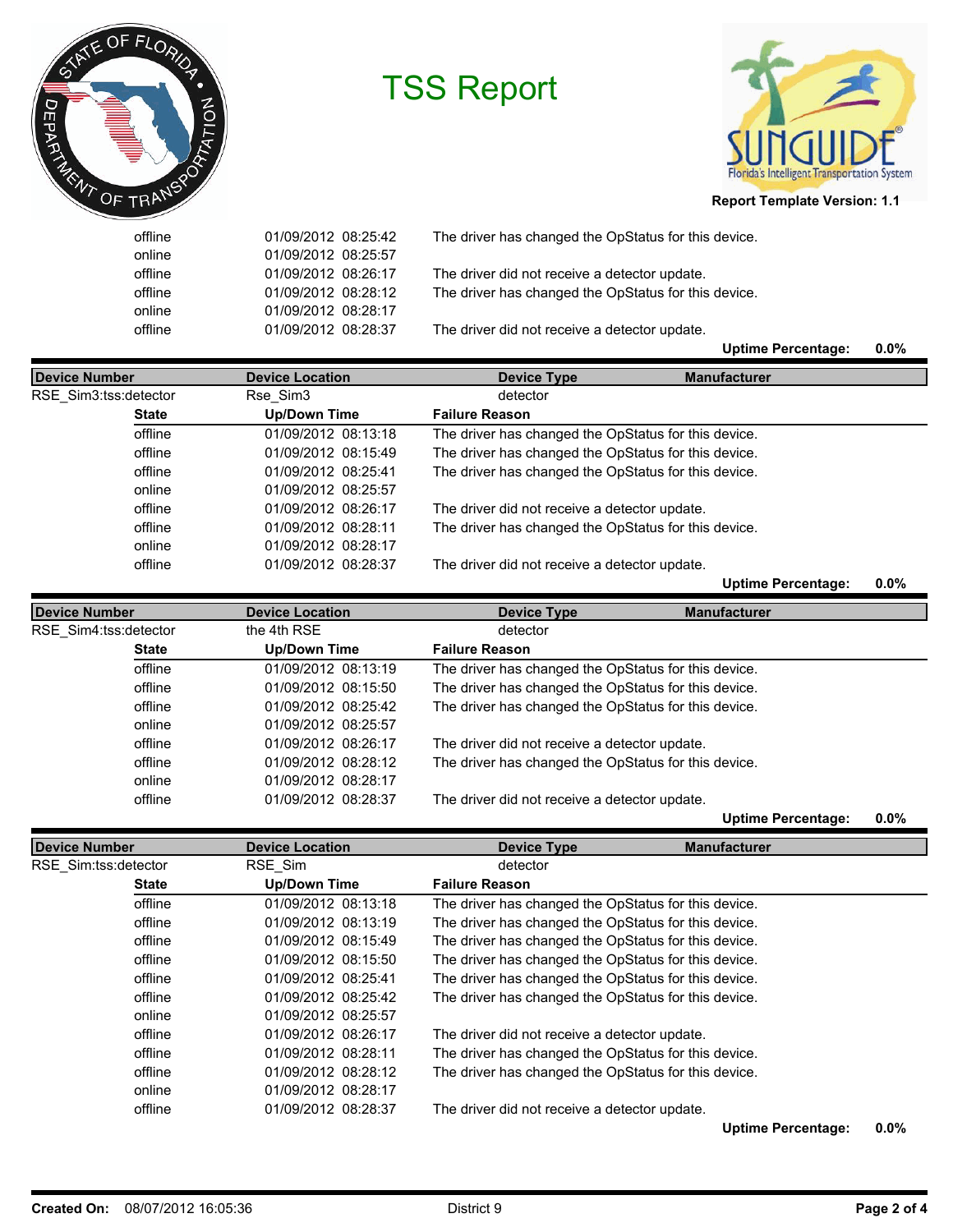# TSS Report

Report Template Version: 1.1

| State | Up/Down Time | Failure Reason |
|---|---|---|
| offline | 01/09/2012 08:25:42 | The driver has changed the OpStatus for this device. |
| online | 01/09/2012 08:25:57 | |
| offline | 01/09/2012 08:26:17 | The driver did not receive a detector update. |
| offline | 01/09/2012 08:28:12 | The driver has changed the OpStatus for this device. |
| online | 01/09/2012 08:28:17 | |
| offline | 01/09/2012 08:28:37 | The driver did not receive a detector update. |

**Uptime Percentage: 0.0%**

| Device Number | Device Location | Device Type | Manufacturer |
|---|---|---|---|
| RSE_Sim3:tss:detector | Rse_Sim3 | detector | |

| State | Up/Down Time | Failure Reason |
|---|---|---|
| offline | 01/09/2012 08:13:18 | The driver has changed the OpStatus for this device. |
| offline | 01/09/2012 08:15:49 | The driver has changed the OpStatus for this device. |
| offline | 01/09/2012 08:25:41 | The driver has changed the OpStatus for this device. |
| online | 01/09/2012 08:25:57 | |
| offline | 01/09/2012 08:26:17 | The driver did not receive a detector update. |
| offline | 01/09/2012 08:28:11 | The driver has changed the OpStatus for this device. |
| online | 01/09/2012 08:28:17 | |
| offline | 01/09/2012 08:28:37 | The driver did not receive a detector update. |

**Uptime Percentage: 0.0%**

| Device Number | Device Location | Device Type | Manufacturer |
|---|---|---|---|
| RSE_Sim4:tss:detector | the 4th RSE | detector | |

| State | Up/Down Time | Failure Reason |
|---|---|---|
| offline | 01/09/2012 08:13:19 | The driver has changed the OpStatus for this device. |
| offline | 01/09/2012 08:15:50 | The driver has changed the OpStatus for this device. |
| offline | 01/09/2012 08:25:42 | The driver has changed the OpStatus for this device. |
| online | 01/09/2012 08:25:57 | |
| offline | 01/09/2012 08:26:17 | The driver did not receive a detector update. |
| offline | 01/09/2012 08:28:12 | The driver has changed the OpStatus for this device. |
| online | 01/09/2012 08:28:17 | |
| offline | 01/09/2012 08:28:37 | The driver did not receive a detector update. |

**Uptime Percentage: 0.0%**

| Device Number | Device Location | Device Type | Manufacturer |
|---|---|---|---|
| RSE_Sim:tss:detector | RSE_Sim | detector | |

| State | Up/Down Time | Failure Reason |
|---|---|---|
| offline | 01/09/2012 08:13:18 | The driver has changed the OpStatus for this device. |
| offline | 01/09/2012 08:13:19 | The driver has changed the OpStatus for this device. |
| offline | 01/09/2012 08:15:49 | The driver has changed the OpStatus for this device. |
| offline | 01/09/2012 08:15:50 | The driver has changed the OpStatus for this device. |
| offline | 01/09/2012 08:25:41 | The driver has changed the OpStatus for this device. |
| offline | 01/09/2012 08:25:42 | The driver has changed the OpStatus for this device. |
| online | 01/09/2012 08:25:57 | |
| offline | 01/09/2012 08:26:17 | The driver did not receive a detector update. |
| offline | 01/09/2012 08:28:11 | The driver has changed the OpStatus for this device. |
| offline | 01/09/2012 08:28:12 | The driver has changed the OpStatus for this device. |
| online | 01/09/2012 08:28:17 | |
| offline | 01/09/2012 08:28:37 | The driver did not receive a detector update. |

**Uptime Percentage: 0.0%**

**Created On:** 08/07/2012 16:05:36 District 9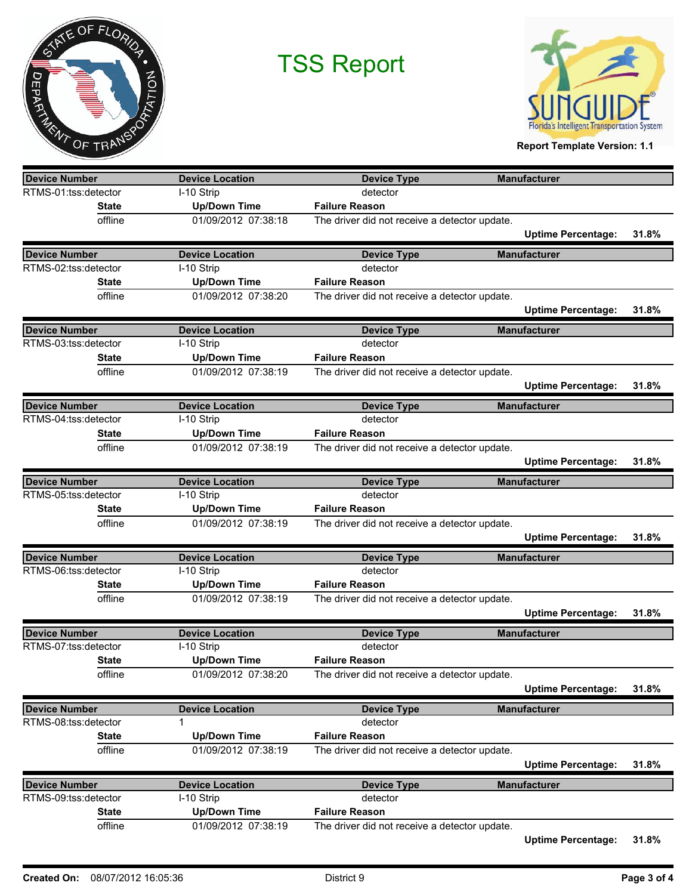# TSS Report

**Report Template Version: 1.1**

| Device Number | Device Location | Device Type | Manufacturer |
|---|---|---|---|
| RTMS-01:tss:detector | I-10 Strip | detector | |
| **State** | **Up/Down Time** | **Failure Reason** | |
| offline | 01/09/2012 07:38:18 | The driver did not receive a detector update. | |
| | | **Uptime Percentage:** | 31.8% |

| Device Number | Device Location | Device Type | Manufacturer |
|---|---|---|---|
| RTMS-02:tss:detector | I-10 Strip | detector | |
| **State** | **Up/Down Time** | **Failure Reason** | |
| offline | 01/09/2012 07:38:20 | The driver did not receive a detector update. | |
| | | **Uptime Percentage:** | 31.8% |

| Device Number | Device Location | Device Type | Manufacturer |
|---|---|---|---|
| RTMS-03:tss:detector | I-10 Strip | detector | |
| **State** | **Up/Down Time** | **Failure Reason** | |
| offline | 01/09/2012 07:38:19 | The driver did not receive a detector update. | |
| | | **Uptime Percentage:** | 31.8% |

| Device Number | Device Location | Device Type | Manufacturer |
|---|---|---|---|
| RTMS-04:tss:detector | I-10 Strip | detector | |
| **State** | **Up/Down Time** | **Failure Reason** | |
| offline | 01/09/2012 07:38:19 | The driver did not receive a detector update. | |
| | | **Uptime Percentage:** | 31.8% |

| Device Number | Device Location | Device Type | Manufacturer |
|---|---|---|---|
| RTMS-05:tss:detector | I-10 Strip | detector | |
| **State** | **Up/Down Time** | **Failure Reason** | |
| offline | 01/09/2012 07:38:19 | The driver did not receive a detector update. | |
| | | **Uptime Percentage:** | 31.8% |

| Device Number | Device Location | Device Type | Manufacturer |
|---|---|---|---|
| RTMS-06:tss:detector | I-10 Strip | detector | |
| **State** | **Up/Down Time** | **Failure Reason** | |
| offline | 01/09/2012 07:38:19 | The driver did not receive a detector update. | |
| | | **Uptime Percentage:** | 31.8% |

| Device Number | Device Location | Device Type | Manufacturer |
|---|---|---|---|
| RTMS-07:tss:detector | I-10 Strip | detector | |
| **State** | **Up/Down Time** | **Failure Reason** | |
| offline | 01/09/2012 07:38:20 | The driver did not receive a detector update. | |
| | | **Uptime Percentage:** | 31.8% |

| Device Number | Device Location | Device Type | Manufacturer |
|---|---|---|---|
| RTMS-08:tss:detector | 1 | detector | |
| **State** | **Up/Down Time** | **Failure Reason** | |
| offline | 01/09/2012 07:38:19 | The driver did not receive a detector update. | |
| | | **Uptime Percentage:** | 31.8% |

| Device Number | Device Location | Device Type | Manufacturer |
|---|---|---|---|
| RTMS-09:tss:detector | I-10 Strip | detector | |
| **State** | **Up/Down Time** | **Failure Reason** | |
| offline | 01/09/2012 07:38:19 | The driver did not receive a detector update. | |
| | | **Uptime Percentage:** | 31.8% |

**Created On:** 08/07/2012 16:05:36 District 9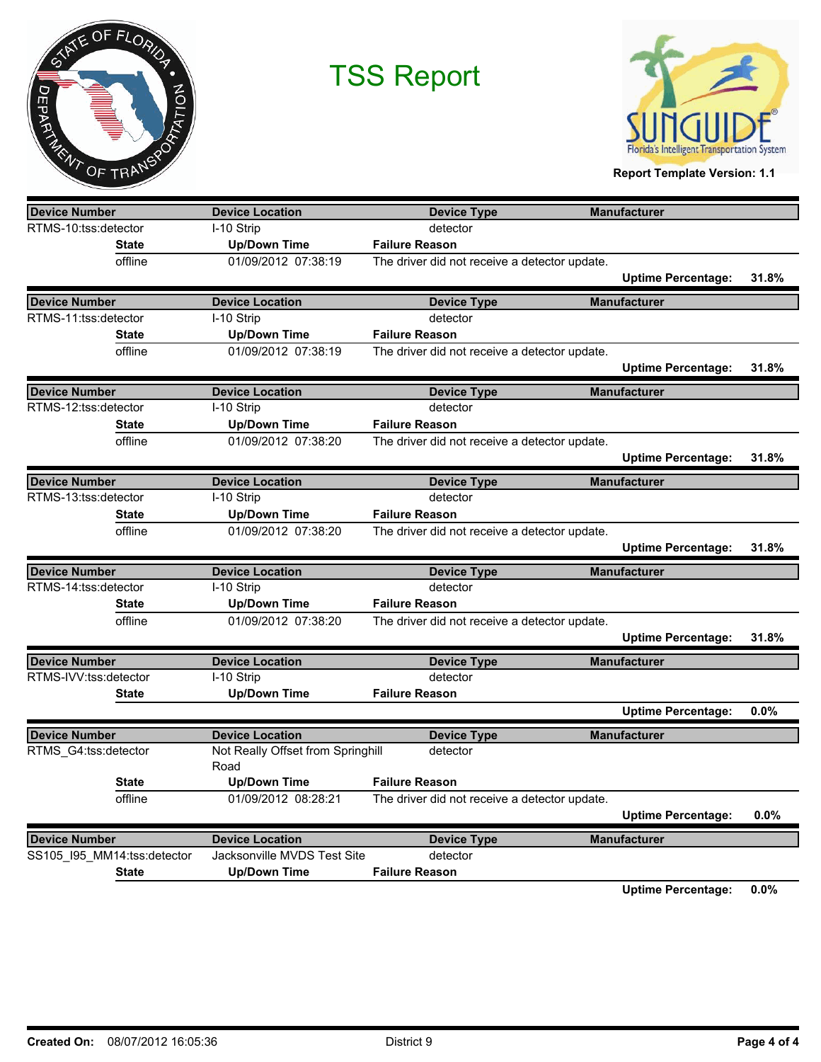# TSS Report

**Report Template Version: 1.1**

| Device Number | Device Location | Device Type | Manufacturer |
|---|---|---|---|
| RTMS-10:tss:detector | I-10 Strip | detector | |

| State | Up/Down Time | Failure Reason |
|---|---|---|
| offline | 01/09/2012 07:38:19 | The driver did not receive a detector update. |

**Uptime Percentage: 31.8%**

| Device Number | Device Location | Device Type | Manufacturer |
|---|---|---|---|
| RTMS-11:tss:detector | I-10 Strip | detector | |

| State | Up/Down Time | Failure Reason |
|---|---|---|
| offline | 01/09/2012 07:38:19 | The driver did not receive a detector update. |

**Uptime Percentage: 31.8%**

| Device Number | Device Location | Device Type | Manufacturer |
|---|---|---|---|
| RTMS-12:tss:detector | I-10 Strip | detector | |

| State | Up/Down Time | Failure Reason |
|---|---|---|
| offline | 01/09/2012 07:38:20 | The driver did not receive a detector update. |

**Uptime Percentage: 31.8%**

| Device Number | Device Location | Device Type | Manufacturer |
|---|---|---|---|
| RTMS-13:tss:detector | I-10 Strip | detector | |

| State | Up/Down Time | Failure Reason |
|---|---|---|
| offline | 01/09/2012 07:38:20 | The driver did not receive a detector update. |

**Uptime Percentage: 31.8%**

| Device Number | Device Location | Device Type | Manufacturer |
|---|---|---|---|
| RTMS-14:tss:detector | I-10 Strip | detector | |

| State | Up/Down Time | Failure Reason |
|---|---|---|
| offline | 01/09/2012 07:38:20 | The driver did not receive a detector update. |

**Uptime Percentage: 31.8%**

| Device Number | Device Location | Device Type | Manufacturer |
|---|---|---|---|
| RTMS-IVV:tss:detector | I-10 Strip | detector | |

| State | Up/Down Time | Failure Reason |
|---|---|---|

**Uptime Percentage: 0.0%**

| Device Number | Device Location | Device Type | Manufacturer |
|---|---|---|---|
| RTMS_G4:tss:detector | Not Really Offset from Springhill Road | detector | |

| State | Up/Down Time | Failure Reason |
|---|---|---|
| offline | 01/09/2012 08:28:21 | The driver did not receive a detector update. |

**Uptime Percentage: 0.0%**

| Device Number | Device Location | Device Type | Manufacturer |
|---|---|---|---|
| SS105_I95_MM14:tss:detector | Jacksonville MVDS Test Site | detector | |

| State | Up/Down Time | Failure Reason |
|---|---|---|

**Uptime Percentage: 0.0%**

**Created On:** 08/07/2012 16:05:36 District 9